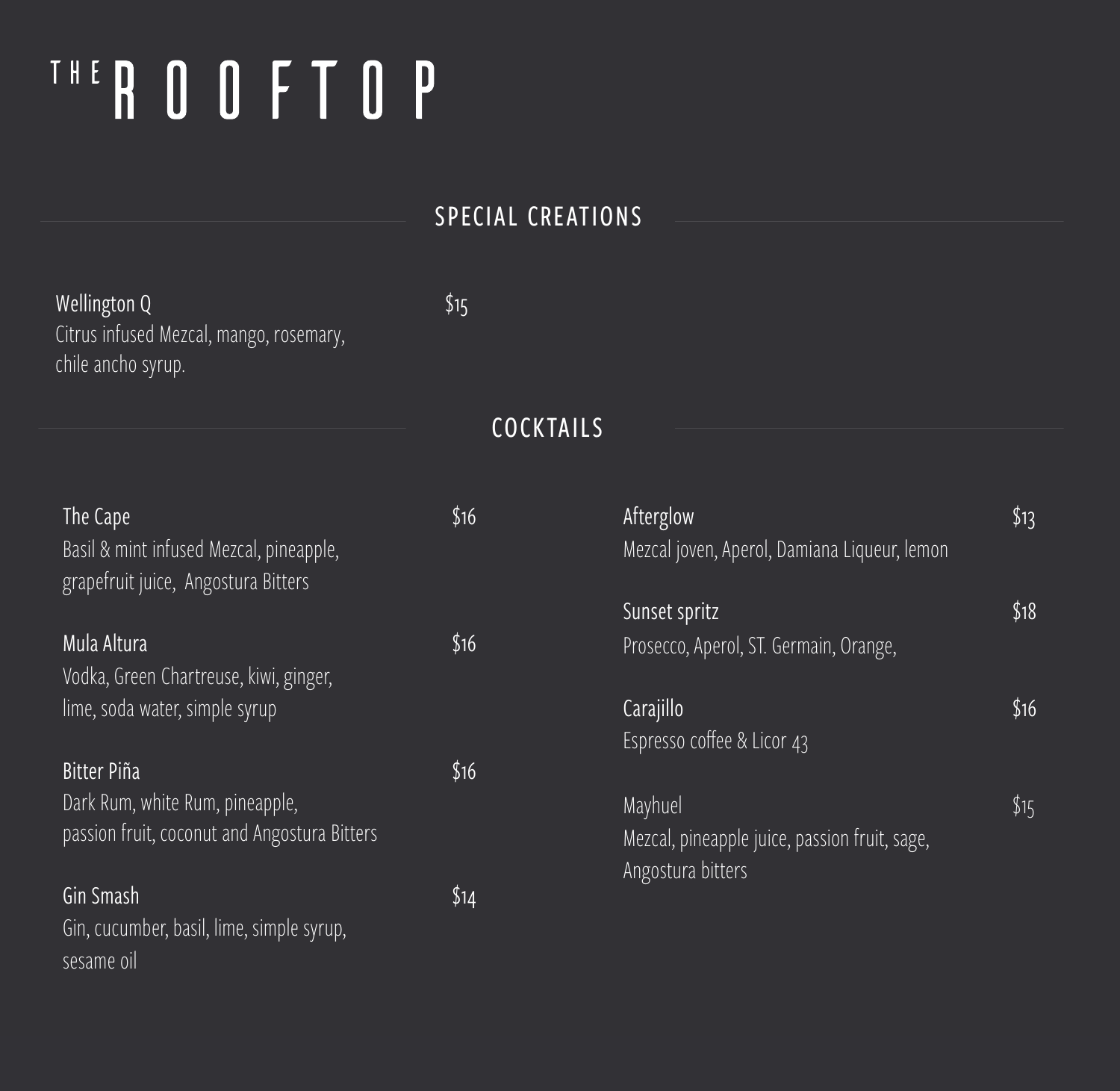# THE ROOFTOP

## SPECIAL CREATIONS

**Wellington Q** — $15
Citrus infused Mezcal, mango, rosemary, chile ancho syrup.

## COCKTAILS

**The Cape** — $16
Basil & mint infused Mezcal, pineapple, grapefruit juice,  Angostura Bitters

**Mula Altura** — $16
Vodka, Green Chartreuse, kiwi, ginger, lime, soda water, simple syrup

**Bitter Piña** — $16
Dark Rum, white Rum, pineapple, passion fruit, coconut and Angostura Bitters

**Gin Smash** — $14
Gin, cucumber, basil, lime, simple syrup, sesame oil

**Afterglow** — $13
Mezcal joven, Aperol, Damiana Liqueur, lemon

**Sunset spritz** — $18
Prosecco, Aperol, ST. Germain, Orange,

**Carajillo** — $16
Espresso coffee & Licor 43

**Mayhuel** — $15
Mezcal, pineapple juice, passion fruit, sage, Angostura bitters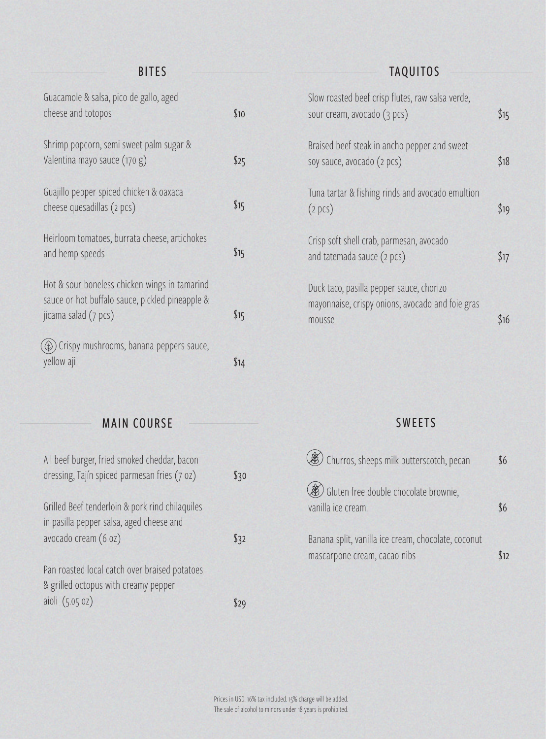## BITES

| Item | Price |
|---|---|
| Guacamole & salsa, pico de gallo, aged cheese and totopos | $10 |
| Shrimp popcorn, semi sweet palm sugar & Valentina mayo sauce (170 g) | $25 |
| Guajillo pepper spiced chicken & oaxaca cheese quesadillas (2 pcs) | $15 |
| Heirloom tomatoes, burrata cheese, artichokes and hemp speeds | $15 |
| Hot & sour boneless chicken wings in tamarind sauce or hot buffalo sauce, pickled pineapple & jicama salad (7 pcs) | $15 |
| Crispy mushrooms, banana peppers sauce, yellow aji | $14 |

## TAQUITOS

| Item | Price |
|---|---|
| Slow roasted beef crisp flutes, raw salsa verde, sour cream, avocado (3 pcs) | $15 |
| Braised beef steak in ancho pepper and sweet soy sauce, avocado (2 pcs) | $18 |
| Tuna tartar & fishing rinds and avocado emultion (2 pcs) | $19 |
| Crisp soft shell crab, parmesan, avocado and tatemada sauce (2 pcs) | $17 |
| Duck taco, pasilla pepper sauce, chorizo mayonnaise, crispy onions, avocado and foie gras mousse | $16 |

## MAIN COURSE

| Item | Price |
|---|---|
| All beef burger, fried smoked cheddar, bacon dressing, Tajín spiced parmesan fries (7 oz) | $30 |
| Grilled Beef tenderloin & pork rind chilaquiles in pasilla pepper salsa, aged cheese and avocado cream (6 oz) | $32 |
| Pan roasted local catch over braised potatoes & grilled octopus with creamy pepper aioli (5.05 oz) | $29 |

## SWEETS

| Item | Price |
|---|---|
| Churros, sheeps milk butterscotch, pecan | $6 |
| Gluten free double chocolate brownie, vanilla ice cream. | $6 |
| Banana split, vanilla ice cream, chocolate, coconut mascarpone cream, cacao nibs | $12 |

Prices in USD. 16% tax included. 15% charge will be added.
The sale of alcohol to minors under 18 years is prohibited.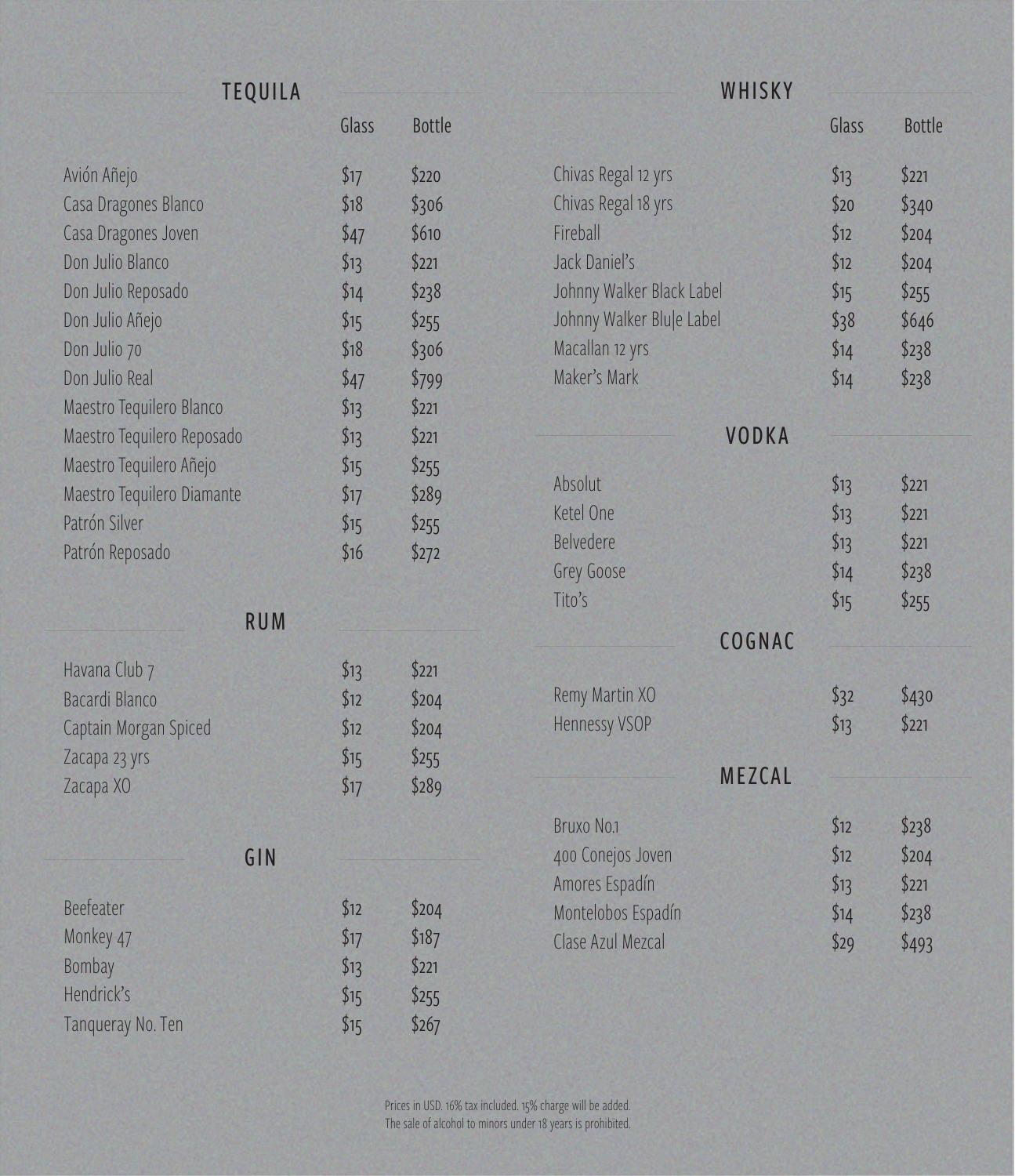## TEQUILA

| | Glass | Bottle |
|---|---|---|
| Avión Añejo | $17 | $220 |
| Casa Dragones Blanco | $18 | $306 |
| Casa Dragones Joven | $47 | $610 |
| Don Julio Blanco | $13 | $221 |
| Don Julio Reposado | $14 | $238 |
| Don Julio Añejo | $15 | $255 |
| Don Julio 70 | $18 | $306 |
| Don Julio Real | $47 | $799 |
| Maestro Tequilero Blanco | $13 | $221 |
| Maestro Tequilero Reposado | $13 | $221 |
| Maestro Tequilero Añejo | $15 | $255 |
| Maestro Tequilero Diamante | $17 | $289 |
| Patrón Silver | $15 | $255 |
| Patrón Reposado | $16 | $272 |

## RUM

| | | |
|---|---|---|
| Havana Club 7 | $13 | $221 |
| Bacardi Blanco | $12 | $204 |
| Captain Morgan Spiced | $12 | $204 |
| Zacapa 23 yrs | $15 | $255 |
| Zacapa XO | $17 | $289 |

## GIN

| | | |
|---|---|---|
| Beefeater | $12 | $204 |
| Monkey 47 | $17 | $187 |
| Bombay | $13 | $221 |
| Hendrick's | $15 | $255 |
| Tanqueray No. Ten | $15 | $267 |

## WHISKY

| | Glass | Bottle |
|---|---|---|
| Chivas Regal 12 yrs | $13 | $221 |
| Chivas Regal 18 yrs | $20 | $340 |
| Fireball | $12 | $204 |
| Jack Daniel's | $12 | $204 |
| Johnny Walker Black Label | $15 | $255 |
| Johnny Walker Blu|e Label | $38 | $646 |
| Macallan 12 yrs | $14 | $238 |
| Maker's Mark | $14 | $238 |

## VODKA

| | | |
|---|---|---|
| Absolut | $13 | $221 |
| Ketel One | $13 | $221 |
| Belvedere | $13 | $221 |
| Grey Goose | $14 | $238 |
| Tito's | $15 | $255 |

## COGNAC

| | | |
|---|---|---|
| Remy Martin XO | $32 | $430 |
| Hennessy VSOP | $13 | $221 |

## MEZCAL

| | | |
|---|---|---|
| Bruxo No.1 | $12 | $238 |
| 400 Conejos Joven | $12 | $204 |
| Amores Espadín | $13 | $221 |
| Montelobos Espadín | $14 | $238 |
| Clase Azul Mezcal | $29 | $493 |

Prices in USD. 16% tax included. 15% charge will be added.
The sale of alcohol to minors under 18 years is prohibited.